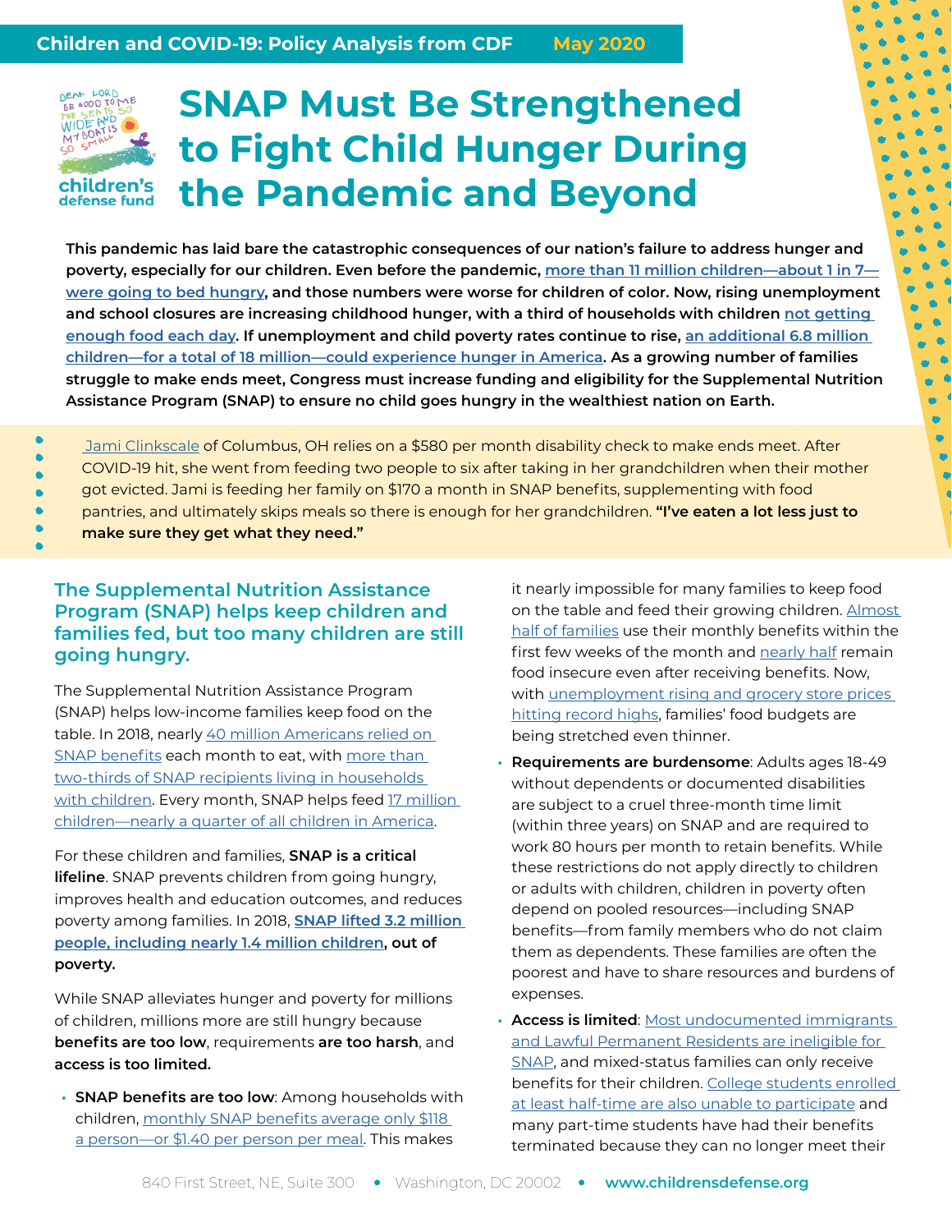Children and COVID-19: Policy Analysis from CDF May 2020

# SNAP Must Be Strengthened to Fight Child Hunger During the Pandemic and Beyond

**This pandemic has laid bare the catastrophic consequences of our nation's failure to address hunger and poverty, especially for our children. Even before the pandemic, more than 11 million children—about 1 in 7—were going to bed hungry, and those numbers were worse for children of color. Now, rising unemployment and school closures are increasing childhood hunger, with a third of households with children not getting enough food each day. If unemployment and child poverty rates continue to rise, an additional 6.8 million children—for a total of 18 million—could experience hunger in America. As a growing number of families struggle to make ends meet, Congress must increase funding and eligibility for the Supplemental Nutrition Assistance Program (SNAP) to ensure no child goes hungry in the wealthiest nation on Earth.**

Jami Clinkscale of Columbus, OH relies on a $580 per month disability check to make ends meet. After COVID-19 hit, she went from feeding two people to six after taking in her grandchildren when their mother got evicted. Jami is feeding her family on $170 a month in SNAP benefits, supplementing with food pantries, and ultimately skips meals so there is enough for her grandchildren. **"I've eaten a lot less just to make sure they get what they need."**

## The Supplemental Nutrition Assistance Program (SNAP) helps keep children and families fed, but too many children are still going hungry.

The Supplemental Nutrition Assistance Program (SNAP) helps low-income families keep food on the table. In 2018, nearly 40 million Americans relied on SNAP benefits each month to eat, with more than two-thirds of SNAP recipients living in households with children. Every month, SNAP helps feed 17 million children—nearly a quarter of all children in America.

For these children and families, **SNAP is a critical lifeline**. SNAP prevents children from going hungry, improves health and education outcomes, and reduces poverty among families. In 2018, **SNAP lifted 3.2 million people, including nearly 1.4 million children, out of poverty.**

While SNAP alleviates hunger and poverty for millions of children, millions more are still hungry because **benefits are too low**, requirements **are too harsh**, and **access is too limited.**

- **SNAP benefits are too low**: Among households with children, monthly SNAP benefits average only $118 a person—or $1.40 per person per meal. This makes it nearly impossible for many families to keep food on the table and feed their growing children. Almost half of families use their monthly benefits within the first few weeks of the month and nearly half remain food insecure even after receiving benefits. Now, with unemployment rising and grocery store prices hitting record highs, families' food budgets are being stretched even thinner.
- **Requirements are burdensome**: Adults ages 18-49 without dependents or documented disabilities are subject to a cruel three-month time limit (within three years) on SNAP and are required to work 80 hours per month to retain benefits. While these restrictions do not apply directly to children or adults with children, children in poverty often depend on pooled resources—including SNAP benefits—from family members who do not claim them as dependents. These families are often the poorest and have to share resources and burdens of expenses.
- **Access is limited**: Most undocumented immigrants and Lawful Permanent Residents are ineligible for SNAP, and mixed-status families can only receive benefits for their children. College students enrolled at least half-time are also unable to participate and many part-time students have had their benefits terminated because they can no longer meet their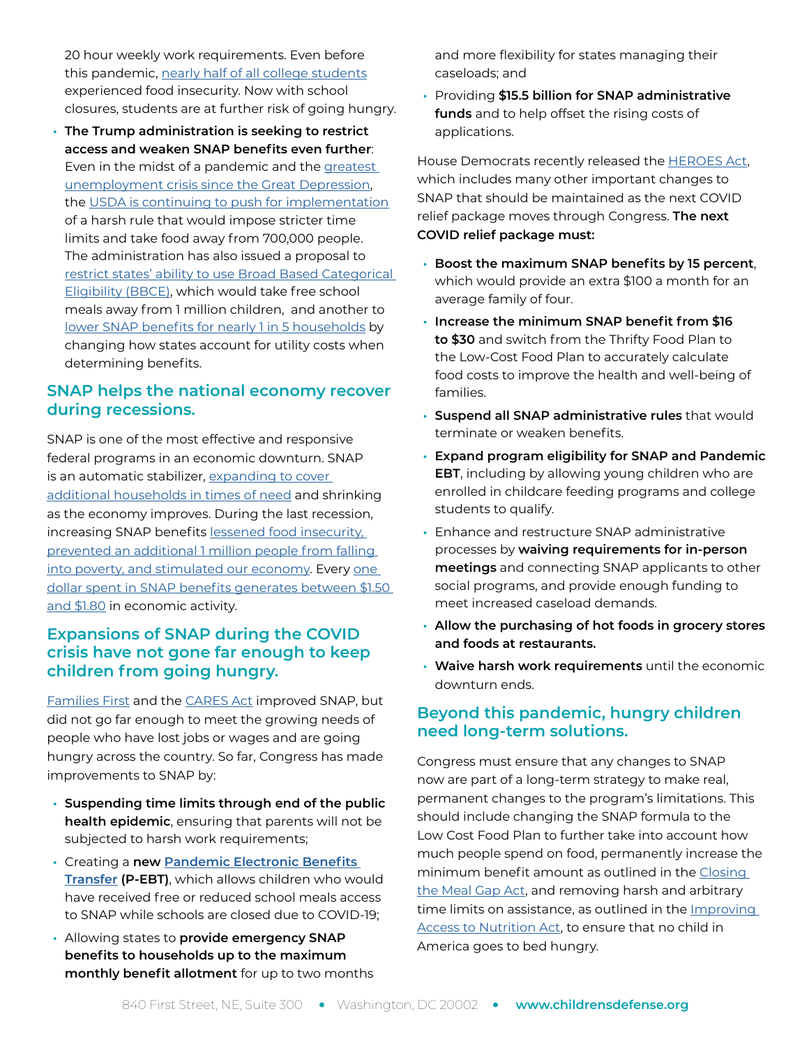20 hour weekly work requirements. Even before this pandemic, nearly half of all college students experienced food insecurity. Now with school closures, students are at further risk of going hungry.

- **The Trump administration is seeking to restrict access and weaken SNAP benefits even further**: Even in the midst of a pandemic and the greatest unemployment crisis since the Great Depression, the USDA is continuing to push for implementation of a harsh rule that would impose stricter time limits and take food away from 700,000 people. The administration has also issued a proposal to restrict states' ability to use Broad Based Categorical Eligibility (BBCE), which would take free school meals away from 1 million children, and another to lower SNAP benefits for nearly 1 in 5 households by changing how states account for utility costs when determining benefits.

## SNAP helps the national economy recover during recessions.

SNAP is one of the most effective and responsive federal programs in an economic downturn. SNAP is an automatic stabilizer, expanding to cover additional households in times of need and shrinking as the economy improves. During the last recession, increasing SNAP benefits lessened food insecurity, prevented an additional 1 million people from falling into poverty, and stimulated our economy. Every one dollar spent in SNAP benefits generates between $1.50 and $1.80 in economic activity.

## Expansions of SNAP during the COVID crisis have not gone far enough to keep children from going hungry.

Families First and the CARES Act improved SNAP, but did not go far enough to meet the growing needs of people who have lost jobs or wages and are going hungry across the country. So far, Congress has made improvements to SNAP by:

- **Suspending time limits through end of the public health epidemic**, ensuring that parents will not be subjected to harsh work requirements;
- Creating a **new Pandemic Electronic Benefits Transfer (P-EBT)**, which allows children who would have received free or reduced school meals access to SNAP while schools are closed due to COVID-19;
- Allowing states to **provide emergency SNAP benefits to households up to the maximum monthly benefit allotment** for up to two months and more flexibility for states managing their caseloads; and
- Providing **$15.5 billion for SNAP administrative funds** and to help offset the rising costs of applications.

House Democrats recently released the HEROES Act, which includes many other important changes to SNAP that should be maintained as the next COVID relief package moves through Congress. **The next COVID relief package must:**

- **Boost the maximum SNAP benefits by 15 percent**, which would provide an extra $100 a month for an average family of four.
- **Increase the minimum SNAP benefit from $16 to $30** and switch from the Thrifty Food Plan to the Low-Cost Food Plan to accurately calculate food costs to improve the health and well-being of families.
- **Suspend all SNAP administrative rules** that would terminate or weaken benefits.
- **Expand program eligibility for SNAP and Pandemic EBT**, including by allowing young children who are enrolled in childcare feeding programs and college students to qualify.
- Enhance and restructure SNAP administrative processes by **waiving requirements for in-person meetings** and connecting SNAP applicants to other social programs, and provide enough funding to meet increased caseload demands.
- **Allow the purchasing of hot foods in grocery stores and foods at restaurants.**
- **Waive harsh work requirements** until the economic downturn ends.

## Beyond this pandemic, hungry children need long-term solutions.

Congress must ensure that any changes to SNAP now are part of a long-term strategy to make real, permanent changes to the program's limitations. This should include changing the SNAP formula to the Low Cost Food Plan to further take into account how much people spend on food, permanently increase the minimum benefit amount as outlined in the Closing the Meal Gap Act, and removing harsh and arbitrary time limits on assistance, as outlined in the Improving Access to Nutrition Act, to ensure that no child in America goes to bed hungry.